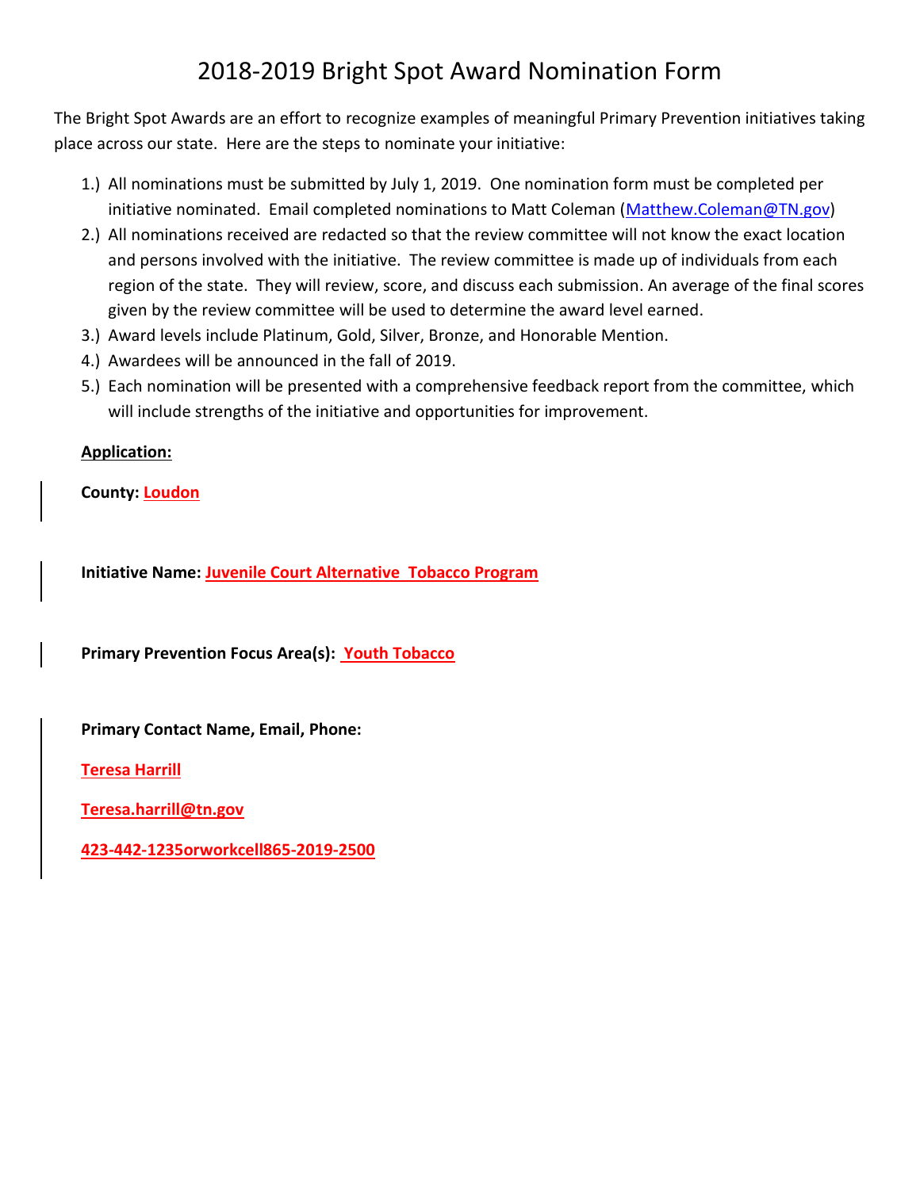# 2018-2019 Bright Spot Award Nomination Form

The Bright Spot Awards are an effort to recognize examples of meaningful Primary Prevention initiatives taking place across our state. Here are the steps to nominate your initiative:

1.) All nominations must be submitted by July 1, 2019. One nomination form must be completed per initiative nominated. Email completed nominations to Matt Coleman (Matthew.Coleman@TN.gov)
2.) All nominations received are redacted so that the review committee will not know the exact location and persons involved with the initiative. The review committee is made up of individuals from each region of the state. They will review, score, and discuss each submission. An average of the final scores given by the review committee will be used to determine the award level earned.
3.) Award levels include Platinum, Gold, Silver, Bronze, and Honorable Mention.
4.) Awardees will be announced in the fall of 2019.
5.) Each nomination will be presented with a comprehensive feedback report from the committee, which will include strengths of the initiative and opportunities for improvement.

**Application:**

**County:** Loudon

**Initiative Name:** Juvenile Court Alternative Tobacco Program

**Primary Prevention Focus Area(s):** Youth Tobacco

**Primary Contact Name, Email, Phone:**

Teresa Harrill

Teresa.harrill@tn.gov

423-442-1235orworkcell865-2019-2500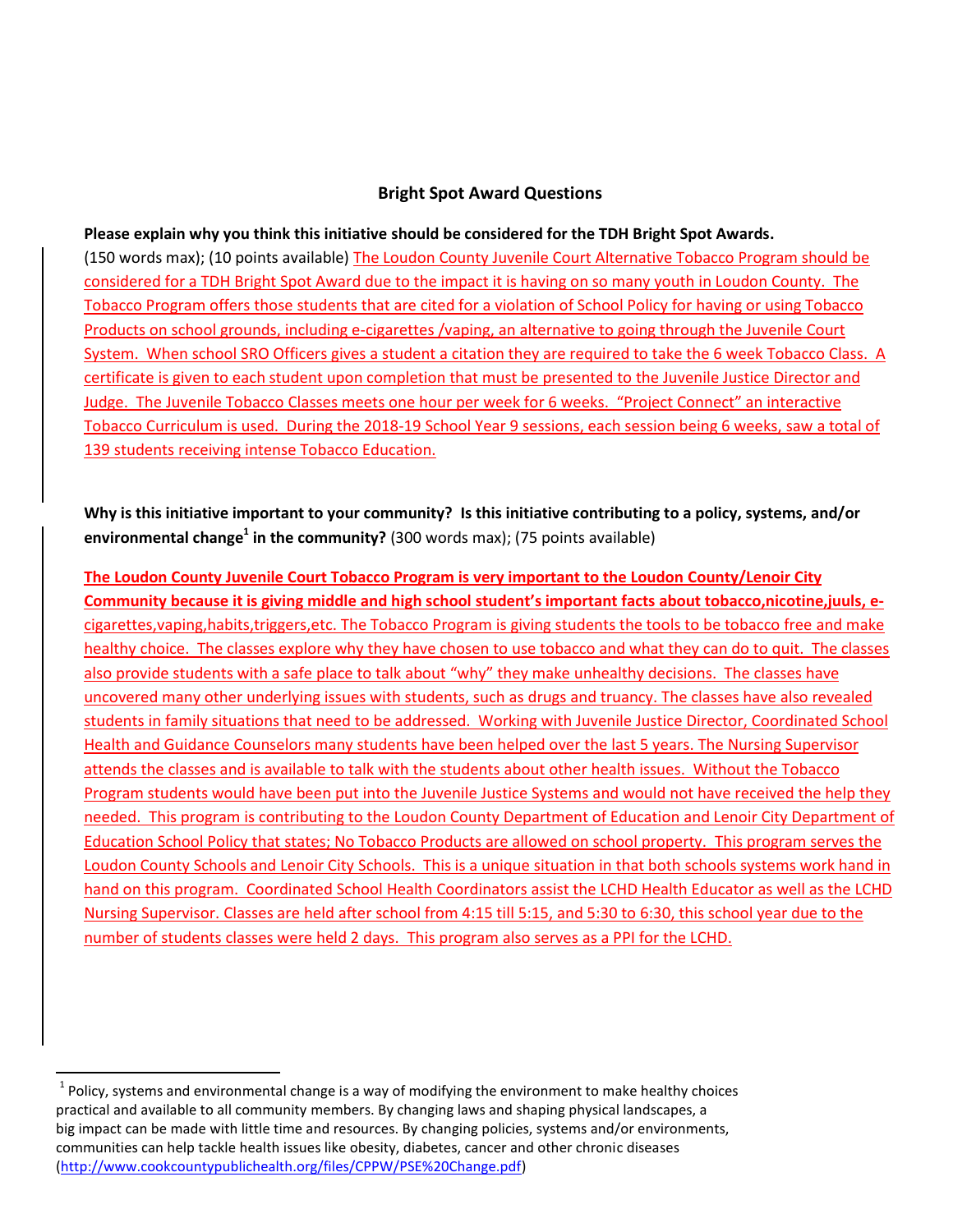**Bright Spot Award Questions**

**Please explain why you think this initiative should be considered for the TDH Bright Spot Awards.** (150 words max); (10 points available) The Loudon County Juvenile Court Alternative Tobacco Program should be considered for a TDH Bright Spot Award due to the impact it is having on so many youth in Loudon County. The Tobacco Program offers those students that are cited for a violation of School Policy for having or using Tobacco Products on school grounds, including e-cigarettes /vaping, an alternative to going through the Juvenile Court System. When school SRO Officers gives a student a citation they are required to take the 6 week Tobacco Class. A certificate is given to each student upon completion that must be presented to the Juvenile Justice Director and Judge. The Juvenile Tobacco Classes meets one hour per week for 6 weeks. "Project Connect" an interactive Tobacco Curriculum is used. During the 2018-19 School Year 9 sessions, each session being 6 weeks, saw a total of 139 students receiving intense Tobacco Education.

**Why is this initiative important to your community? Is this initiative contributing to a policy, systems, and/or environmental change[1] in the community?** (300 words max); (75 points available)

**The Loudon County Juvenile Court Tobacco Program is very important to the Loudon County/Lenoir City Community because it is giving middle and high school student's important facts about tobacco,nicotine,juuls, e-**cigarettes,vaping,habits,triggers,etc. The Tobacco Program is giving students the tools to be tobacco free and make healthy choice. The classes explore why they have chosen to use tobacco and what they can do to quit. The classes also provide students with a safe place to talk about "why" they make unhealthy decisions. The classes have uncovered many other underlying issues with students, such as drugs and truancy. The classes have also revealed students in family situations that need to be addressed. Working with Juvenile Justice Director, Coordinated School Health and Guidance Counselors many students have been helped over the last 5 years. The Nursing Supervisor attends the classes and is available to talk with the students about other health issues. Without the Tobacco Program students would have been put into the Juvenile Justice Systems and would not have received the help they needed. This program is contributing to the Loudon County Department of Education and Lenoir City Department of Education School Policy that states; No Tobacco Products are allowed on school property. This program serves the Loudon County Schools and Lenoir City Schools. This is a unique situation in that both schools systems work hand in hand on this program. Coordinated School Health Coordinators assist the LCHD Health Educator as well as the LCHD Nursing Supervisor. Classes are held after school from 4:15 till 5:15, and 5:30 to 6:30, this school year due to the number of students classes were held 2 days. This program also serves as a PPI for the LCHD.

---

[1] Policy, systems and environmental change is a way of modifying the environment to make healthy choices practical and available to all community members. By changing laws and shaping physical landscapes, a big impact can be made with little time and resources. By changing policies, systems and/or environments, communities can help tackle health issues like obesity, diabetes, cancer and other chronic diseases (http://www.cookcountypublichealth.org/files/CPPW/PSE%20Change.pdf)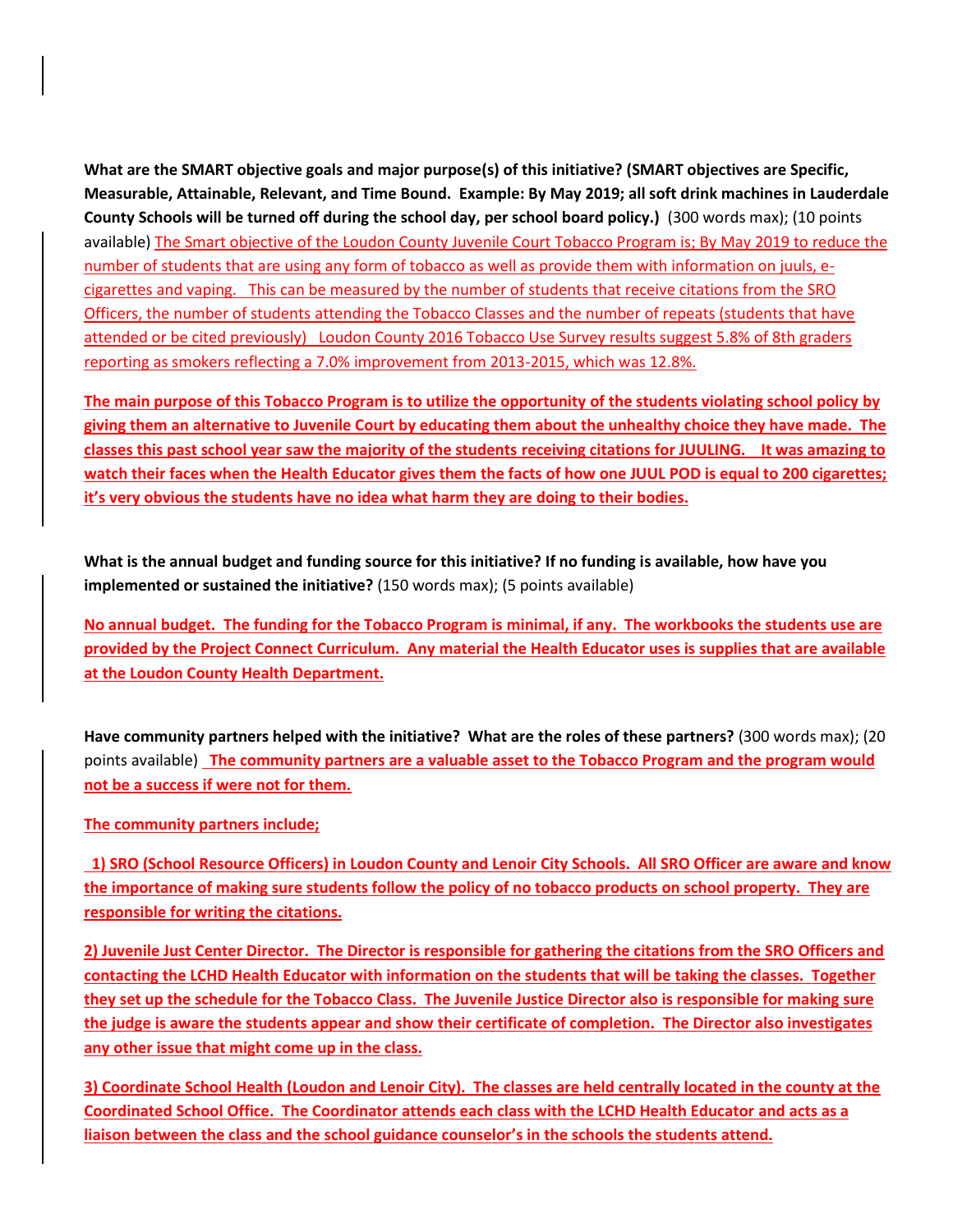**What are the SMART objective goals and major purpose(s) of this initiative? (SMART objectives are Specific, Measurable, Attainable, Relevant, and Time Bound. Example: By May 2019; all soft drink machines in Lauderdale County Schools will be turned off during the school day, per school board policy.)** (300 words max); (10 points available) The Smart objective of the Loudon County Juvenile Court Tobacco Program is; By May 2019 to reduce the number of students that are using any form of tobacco as well as provide them with information on juuls, e-cigarettes and vaping. This can be measured by the number of students that receive citations from the SRO Officers, the number of students attending the Tobacco Classes and the number of repeats (students that have attended or be cited previously) Loudon County 2016 Tobacco Use Survey results suggest 5.8% of 8th graders reporting as smokers reflecting a 7.0% improvement from 2013-2015, which was 12.8%.

**The main purpose of this Tobacco Program is to utilize the opportunity of the students violating school policy by giving them an alternative to Juvenile Court by educating them about the unhealthy choice they have made. The classes this past school year saw the majority of the students receiving citations for JUULING. It was amazing to watch their faces when the Health Educator gives them the facts of how one JUUL POD is equal to 200 cigarettes; it's very obvious the students have no idea what harm they are doing to their bodies.**

**What is the annual budget and funding source for this initiative? If no funding is available, how have you implemented or sustained the initiative?** (150 words max); (5 points available)

**No annual budget. The funding for the Tobacco Program is minimal, if any. The workbooks the students use are provided by the Project Connect Curriculum. Any material the Health Educator uses is supplies that are available at the Loudon County Health Department.**

**Have community partners helped with the initiative? What are the roles of these partners?** (300 words max); (20 points available) **The community partners are a valuable asset to the Tobacco Program and the program would not be a success if were not for them.**

**The community partners include;**

**1) SRO (School Resource Officers) in Loudon County and Lenoir City Schools. All SRO Officer are aware and know the importance of making sure students follow the policy of no tobacco products on school property. They are responsible for writing the citations.**

**2) Juvenile Just Center Director. The Director is responsible for gathering the citations from the SRO Officers and contacting the LCHD Health Educator with information on the students that will be taking the classes. Together they set up the schedule for the Tobacco Class. The Juvenile Justice Director also is responsible for making sure the judge is aware the students appear and show their certificate of completion. The Director also investigates any other issue that might come up in the class.**

**3) Coordinate School Health (Loudon and Lenoir City). The classes are held centrally located in the county at the Coordinated School Office. The Coordinator attends each class with the LCHD Health Educator and acts as a liaison between the class and the school guidance counselor's in the schools the students attend.**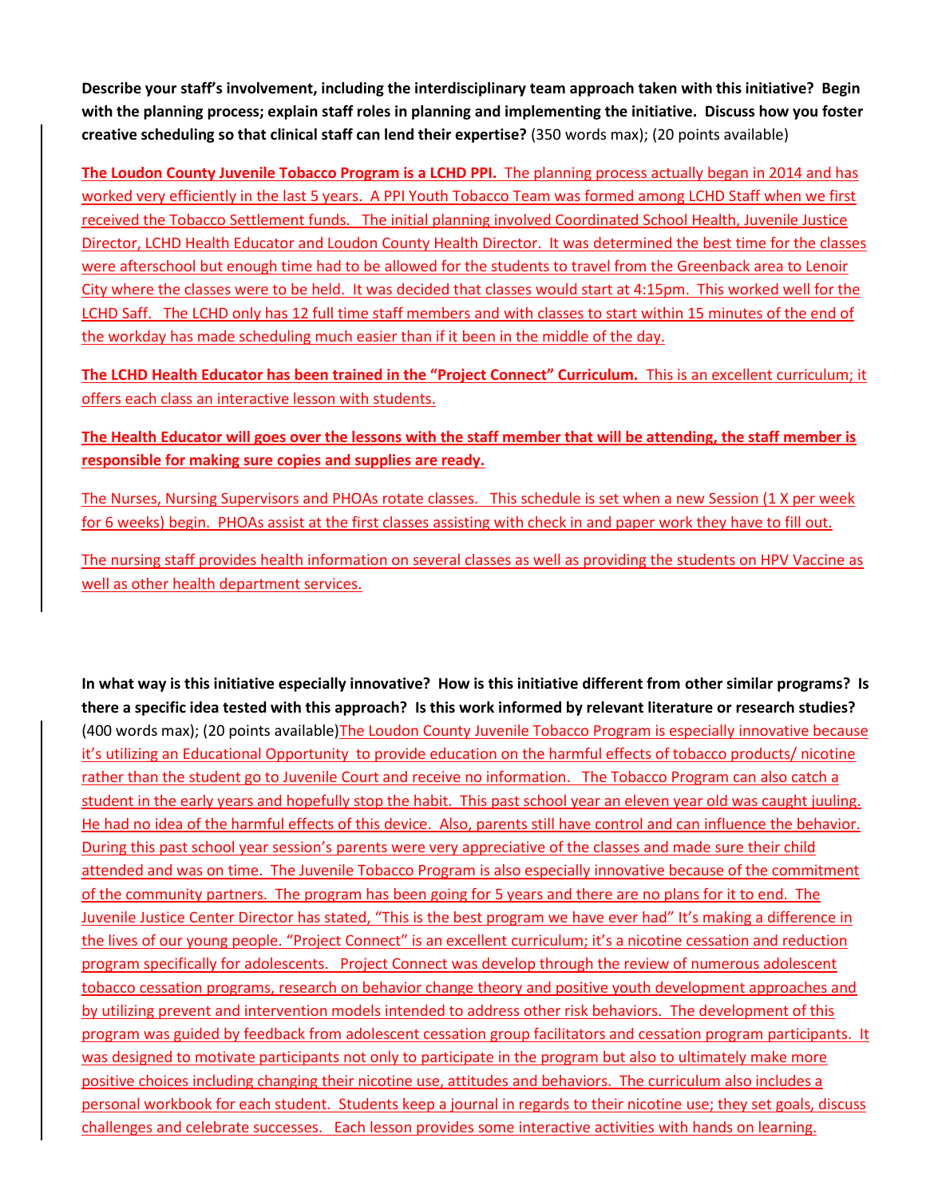**Describe your staff's involvement, including the interdisciplinary team approach taken with this initiative? Begin with the planning process; explain staff roles in planning and implementing the initiative. Discuss how you foster creative scheduling so that clinical staff can lend their expertise?** (350 words max); (20 points available)

**The Loudon County Juvenile Tobacco Program is a LCHD PPI.** The planning process actually began in 2014 and has worked very efficiently in the last 5 years. A PPI Youth Tobacco Team was formed among LCHD Staff when we first received the Tobacco Settlement funds. The initial planning involved Coordinated School Health, Juvenile Justice Director, LCHD Health Educator and Loudon County Health Director. It was determined the best time for the classes were afterschool but enough time had to be allowed for the students to travel from the Greenback area to Lenoir City where the classes were to be held. It was decided that classes would start at 4:15pm. This worked well for the LCHD Saff. The LCHD only has 12 full time staff members and with classes to start within 15 minutes of the end of the workday has made scheduling much easier than if it been in the middle of the day.

**The LCHD Health Educator has been trained in the "Project Connect" Curriculum.** This is an excellent curriculum; it offers each class an interactive lesson with students.

**The Health Educator will goes over the lessons with the staff member that will be attending, the staff member is responsible for making sure copies and supplies are ready.**

The Nurses, Nursing Supervisors and PHOAs rotate classes. This schedule is set when a new Session (1 X per week for 6 weeks) begin. PHOAs assist at the first classes assisting with check in and paper work they have to fill out.

The nursing staff provides health information on several classes as well as providing the students on HPV Vaccine as well as other health department services.

**In what way is this initiative especially innovative? How is this initiative different from other similar programs? Is there a specific idea tested with this approach? Is this work informed by relevant literature or research studies?** (400 words max); (20 points available) The Loudon County Juvenile Tobacco Program is especially innovative because it's utilizing an Educational Opportunity to provide education on the harmful effects of tobacco products/ nicotine rather than the student go to Juvenile Court and receive no information. The Tobacco Program can also catch a student in the early years and hopefully stop the habit. This past school year an eleven year old was caught juuling. He had no idea of the harmful effects of this device. Also, parents still have control and can influence the behavior. During this past school year session's parents were very appreciative of the classes and made sure their child attended and was on time. The Juvenile Tobacco Program is also especially innovative because of the commitment of the community partners. The program has been going for 5 years and there are no plans for it to end. The Juvenile Justice Center Director has stated, "This is the best program we have ever had" It's making a difference in the lives of our young people. "Project Connect" is an excellent curriculum; it's a nicotine cessation and reduction program specifically for adolescents. Project Connect was develop through the review of numerous adolescent tobacco cessation programs, research on behavior change theory and positive youth development approaches and by utilizing prevent and intervention models intended to address other risk behaviors. The development of this program was guided by feedback from adolescent cessation group facilitators and cessation program participants. It was designed to motivate participants not only to participate in the program but also to ultimately make more positive choices including changing their nicotine use, attitudes and behaviors. The curriculum also includes a personal workbook for each student. Students keep a journal in regards to their nicotine use; they set goals, discuss challenges and celebrate successes. Each lesson provides some interactive activities with hands on learning.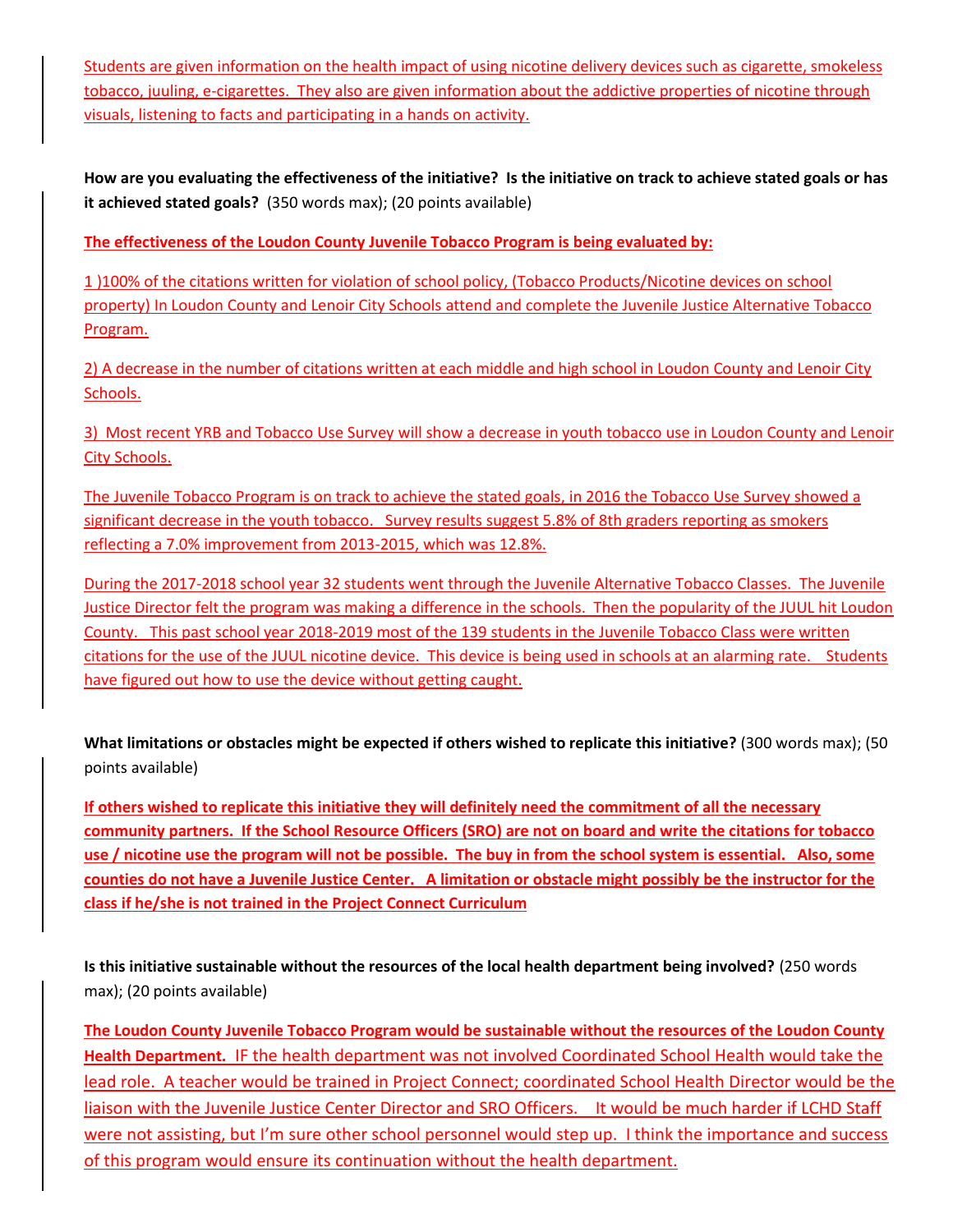Students are given information on the health impact of using nicotine delivery devices such as cigarette, smokeless tobacco, juuling, e-cigarettes. They also are given information about the addictive properties of nicotine through visuals, listening to facts and participating in a hands on activity.

**How are you evaluating the effectiveness of the initiative? Is the initiative on track to achieve stated goals or has it achieved stated goals?** (350 words max); (20 points available)

**The effectiveness of the Loudon County Juvenile Tobacco Program is being evaluated by:**

1 )100% of the citations written for violation of school policy, (Tobacco Products/Nicotine devices on school property) In Loudon County and Lenoir City Schools attend and complete the Juvenile Justice Alternative Tobacco Program.

2) A decrease in the number of citations written at each middle and high school in Loudon County and Lenoir City Schools.

3) Most recent YRB and Tobacco Use Survey will show a decrease in youth tobacco use in Loudon County and Lenoir City Schools.

The Juvenile Tobacco Program is on track to achieve the stated goals, in 2016 the Tobacco Use Survey showed a significant decrease in the youth tobacco. Survey results suggest 5.8% of 8th graders reporting as smokers reflecting a 7.0% improvement from 2013-2015, which was 12.8%.

During the 2017-2018 school year 32 students went through the Juvenile Alternative Tobacco Classes. The Juvenile Justice Director felt the program was making a difference in the schools. Then the popularity of the JUUL hit Loudon County. This past school year 2018-2019 most of the 139 students in the Juvenile Tobacco Class were written citations for the use of the JUUL nicotine device. This device is being used in schools at an alarming rate. Students have figured out how to use the device without getting caught.

**What limitations or obstacles might be expected if others wished to replicate this initiative?** (300 words max); (50 points available)

**If others wished to replicate this initiative they will definitely need the commitment of all the necessary community partners. If the School Resource Officers (SRO) are not on board and write the citations for tobacco use / nicotine use the program will not be possible. The buy in from the school system is essential. Also, some counties do not have a Juvenile Justice Center. A limitation or obstacle might possibly be the instructor for the class if he/she is not trained in the Project Connect Curriculum**

**Is this initiative sustainable without the resources of the local health department being involved?** (250 words max); (20 points available)

**The Loudon County Juvenile Tobacco Program would be sustainable without the resources of the Loudon County Health Department.** IF the health department was not involved Coordinated School Health would take the lead role. A teacher would be trained in Project Connect; coordinated School Health Director would be the liaison with the Juvenile Justice Center Director and SRO Officers. It would be much harder if LCHD Staff were not assisting, but I'm sure other school personnel would step up. I think the importance and success of this program would ensure its continuation without the health department.